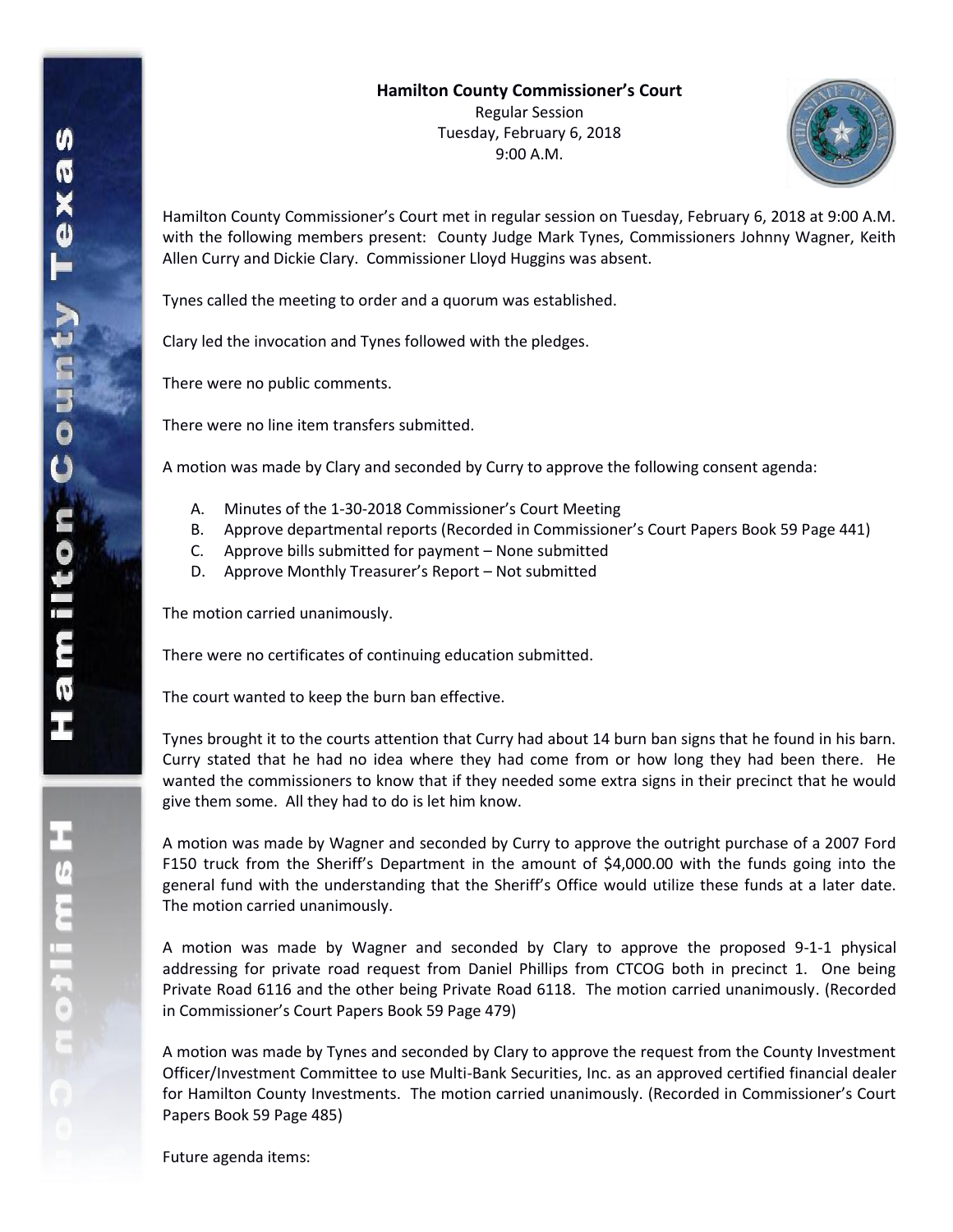**Hamilton County Commissioner's Court**

Regular Session
Tuesday, February 6, 2018
9:00 A.M.

Hamilton County Commissioner's Court met in regular session on Tuesday, February 6, 2018 at 9:00 A.M. with the following members present: County Judge Mark Tynes, Commissioners Johnny Wagner, Keith Allen Curry and Dickie Clary. Commissioner Lloyd Huggins was absent.

Tynes called the meeting to order and a quorum was established.

Clary led the invocation and Tynes followed with the pledges.

There were no public comments.

There were no line item transfers submitted.

A motion was made by Clary and seconded by Curry to approve the following consent agenda:

A. Minutes of the 1-30-2018 Commissioner's Court Meeting
B. Approve departmental reports (Recorded in Commissioner's Court Papers Book 59 Page 441)
C. Approve bills submitted for payment – None submitted
D. Approve Monthly Treasurer's Report – Not submitted

The motion carried unanimously.

There were no certificates of continuing education submitted.

The court wanted to keep the burn ban effective.

Tynes brought it to the courts attention that Curry had about 14 burn ban signs that he found in his barn. Curry stated that he had no idea where they had come from or how long they had been there. He wanted the commissioners to know that if they needed some extra signs in their precinct that he would give them some. All they had to do is let him know.

A motion was made by Wagner and seconded by Curry to approve the outright purchase of a 2007 Ford F150 truck from the Sheriff's Department in the amount of $4,000.00 with the funds going into the general fund with the understanding that the Sheriff's Office would utilize these funds at a later date. The motion carried unanimously.

A motion was made by Wagner and seconded by Clary to approve the proposed 9-1-1 physical addressing for private road request from Daniel Phillips from CTCOG both in precinct 1. One being Private Road 6116 and the other being Private Road 6118. The motion carried unanimously. (Recorded in Commissioner's Court Papers Book 59 Page 479)

A motion was made by Tynes and seconded by Clary to approve the request from the County Investment Officer/Investment Committee to use Multi-Bank Securities, Inc. as an approved certified financial dealer for Hamilton County Investments. The motion carried unanimously. (Recorded in Commissioner's Court Papers Book 59 Page 485)

Future agenda items: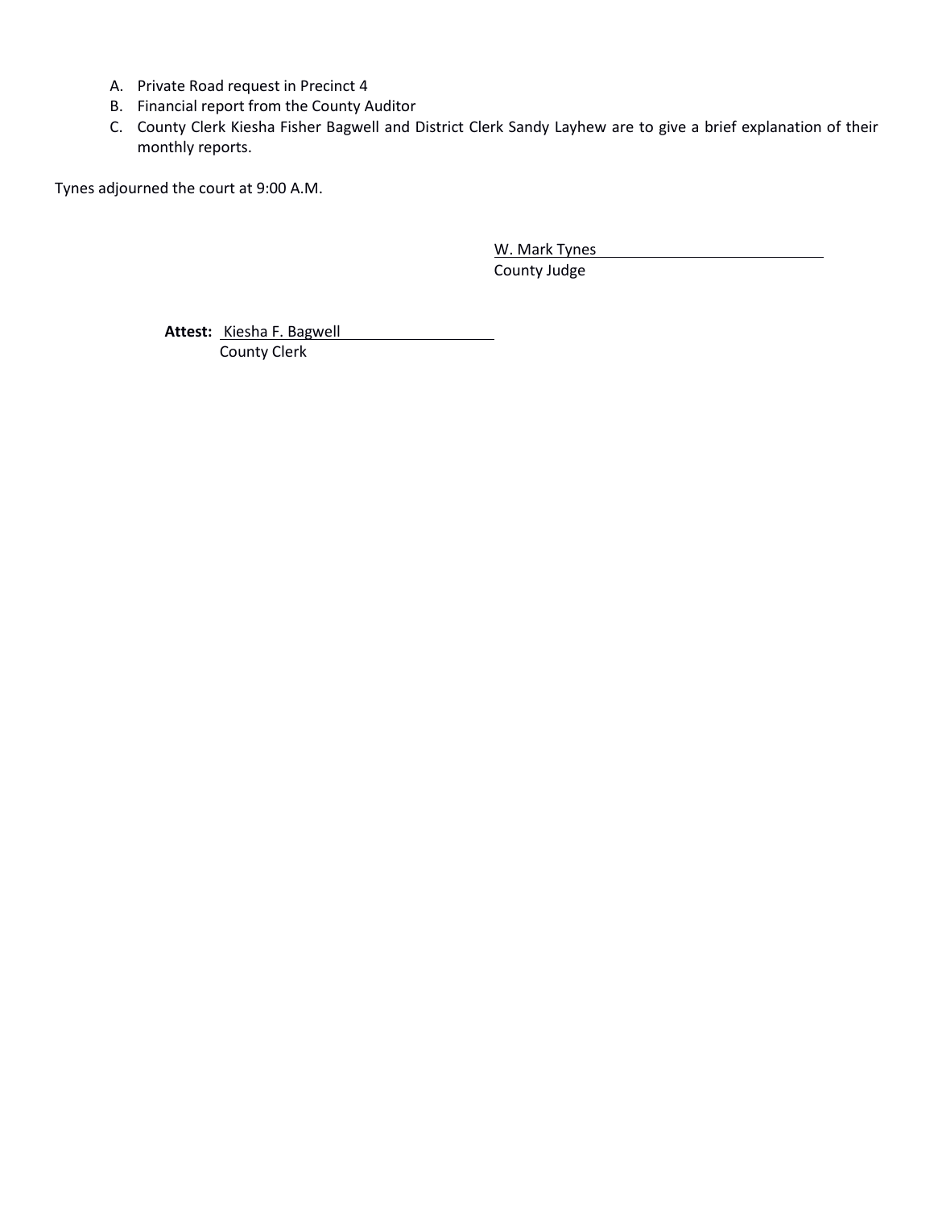A. Private Road request in Precinct 4
B. Financial report from the County Auditor
C. County Clerk Kiesha Fisher Bagwell and District Clerk Sandy Layhew are to give a brief explanation of their monthly reports.

Tynes adjourned the court at 9:00 A.M.

W. Mark Tynes
County Judge

**Attest:** Kiesha F. Bagwell
County Clerk